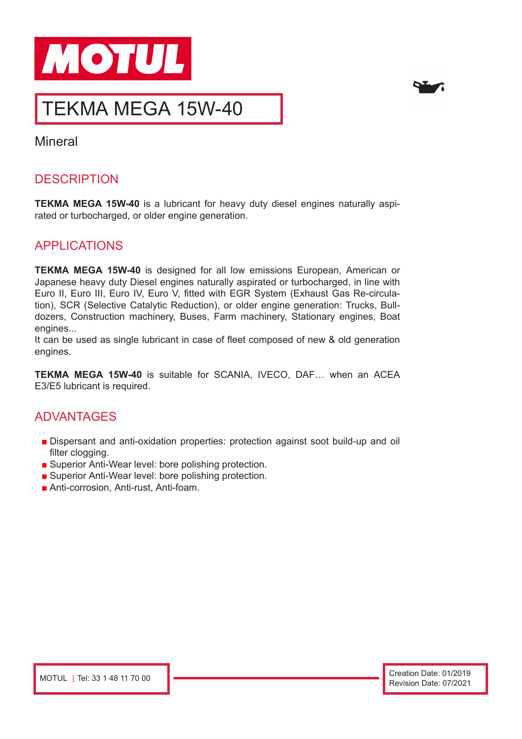# MOTUL

## TEKMA MEGA 15W-40

Mineral

### DESCRIPTION

**TEKMA MEGA 15W-40** is a lubricant for heavy duty diesel engines naturally aspirated or turbocharged, or older engine generation.

### APPLICATIONS

**TEKMA MEGA 15W-40** is designed for all low emissions European, American or Japanese heavy duty Diesel engines naturally aspirated or turbocharged, in line with Euro II, Euro III, Euro IV, Euro V, fitted with EGR System (Exhaust Gas Re-circulation), SCR (Selective Catalytic Reduction), or older engine generation: Trucks, Bulldozers, Construction machinery, Buses, Farm machinery, Stationary engines, Boat engines...
It can be used as single lubricant in case of fleet composed of new & old generation engines.

**TEKMA MEGA 15W-40** is suitable for SCANIA, IVECO, DAF… when an ACEA E3/E5 lubricant is required.

### ADVANTAGES

- Dispersant and anti-oxidation properties: protection against soot build-up and oil filter clogging.
- Superior Anti-Wear level: bore polishing protection.
- Superior Anti-Wear level: bore polishing protection.
- Anti-corrosion, Anti-rust, Anti-foam.

MOTUL | Tel: 33 1 48 11 70 00

Creation Date: 01/2019
Revision Date: 07/2021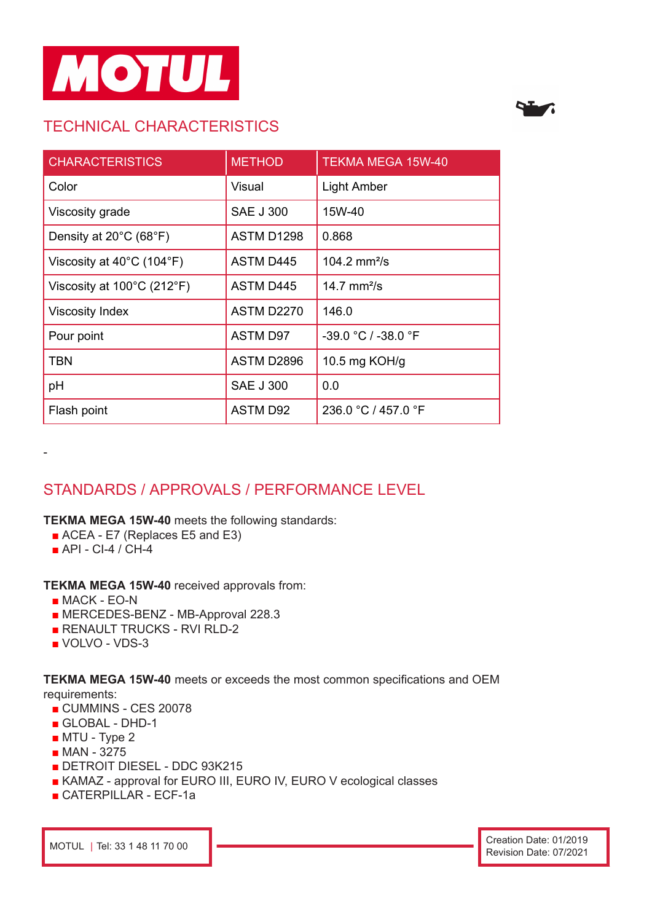# MOTUL

## TECHNICAL CHARACTERISTICS

| CHARACTERISTICS | METHOD | TEKMA MEGA 15W-40 |
|---|---|---|
| Color | Visual | Light Amber |
| Viscosity grade | SAE J 300 | 15W-40 |
| Density at 20°C (68°F) | ASTM D1298 | 0.868 |
| Viscosity at 40°C (104°F) | ASTM D445 | 104.2 $mm^2/s$ |
| Viscosity at 100°C (212°F) | ASTM D445 | 14.7 $mm^2/s$ |
| Viscosity Index | ASTM D2270 | 146.0 |
| Pour point | ASTM D97 | -39.0 °C / -38.0 °F |
| TBN | ASTM D2896 | 10.5 mg KOH/g |
| pH | SAE J 300 | 0.0 |
| Flash point | ASTM D92 | 236.0 °C / 457.0 °F |

-

## STANDARDS / APPROVALS / PERFORMANCE LEVEL

**TEKMA MEGA 15W-40** meets the following standards:
- ACEA - E7 (Replaces E5 and E3)
- API - CI-4 / CH-4

**TEKMA MEGA 15W-40** received approvals from:
- MACK - EO-N
- MERCEDES-BENZ - MB-Approval 228.3
- RENAULT TRUCKS - RVI RLD-2
- VOLVO - VDS-3

**TEKMA MEGA 15W-40** meets or exceeds the most common specifications and OEM requirements:
- CUMMINS - CES 20078
- GLOBAL - DHD-1
- MTU - Type 2
- MAN - 3275
- DETROIT DIESEL - DDC 93K215
- KAMAZ - approval for EURO III, EURO IV, EURO V ecological classes
- CATERPILLAR - ECF-1a

MOTUL | Tel: 33 1 48 11 70 00

Creation Date: 01/2019
Revision Date: 07/2021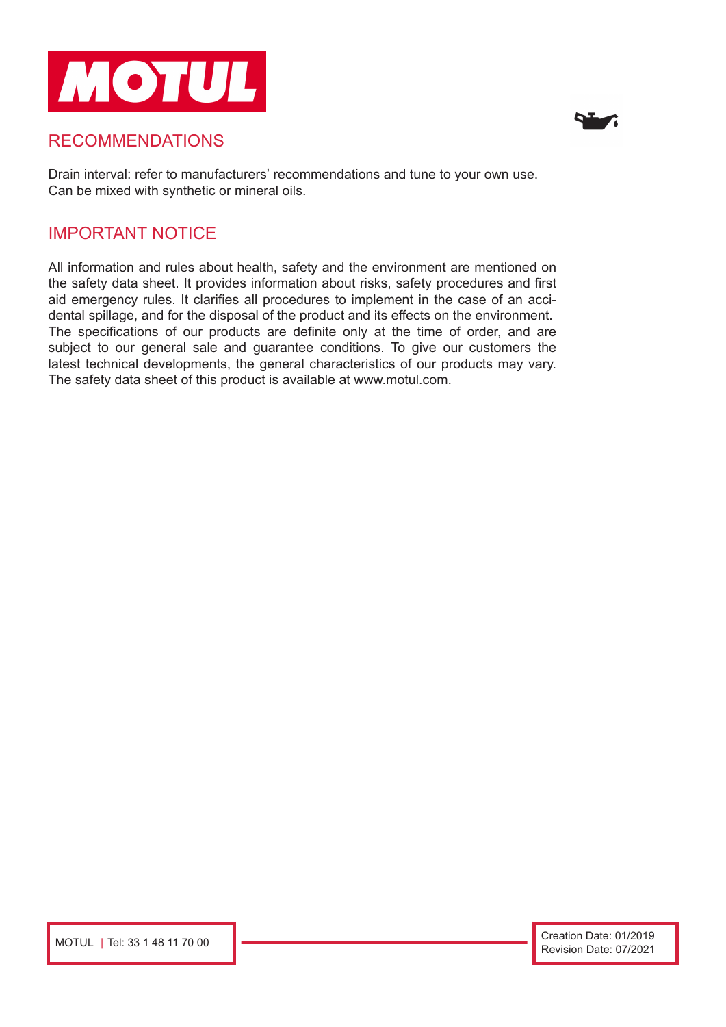## RECOMMENDATIONS

Drain interval: refer to manufacturers' recommendations and tune to your own use.
Can be mixed with synthetic or mineral oils.

## IMPORTANT NOTICE

All information and rules about health, safety and the environment are mentioned on the safety data sheet. It provides information about risks, safety procedures and first aid emergency rules. It clarifies all procedures to implement in the case of an accidental spillage, and for the disposal of the product and its effects on the environment. The specifications of our products are definite only at the time of order, and are subject to our general sale and guarantee conditions. To give our customers the latest technical developments, the general characteristics of our products may vary. The safety data sheet of this product is available at www.motul.com.

MOTUL | Tel: 33 1 48 11 70 00

Creation Date: 01/2019
Revision Date: 07/2021